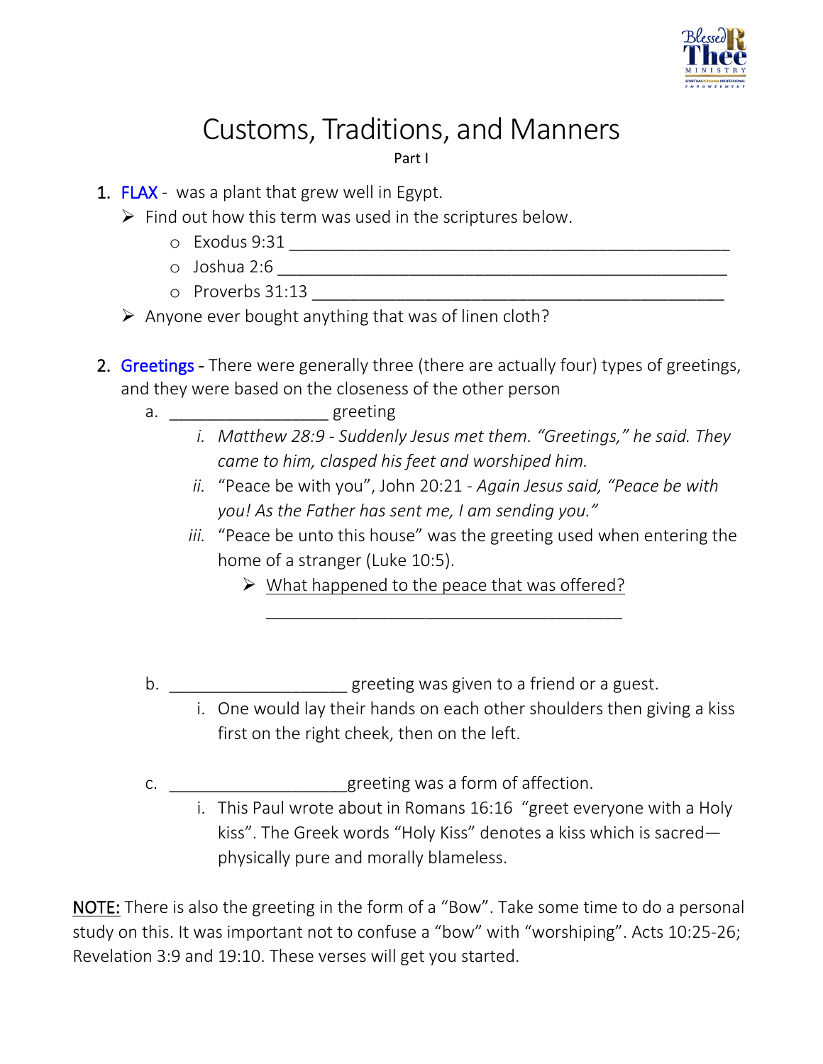# Customs, Traditions, and Manners

Part I

1. FLAX - was a plant that grew well in Egypt.
   - Find out how this term was used in the scriptures below.
     - Exodus 9:31 ________________________________________________
     - Joshua 2:6 ________________________________________________
     - Proverbs 31:13 ____________________________________________
   - Anyone ever bought anything that was of linen cloth?

2. Greetings - There were generally three (there are actually four) types of greetings, and they were based on the closeness of the other person

   a. _________________ greeting

      i. *Matthew 28:9 - Suddenly Jesus met them. "Greetings," he said. They came to him, clasped his feet and worshiped him.*

      ii. "Peace be with you", John 20:21 - *Again Jesus said, "Peace be with you! As the Father has sent me, I am sending you."*

      iii. "Peace be unto this house" was the greeting used when entering the home of a stranger (Luke 10:5).

         - <u>What happened to the peace that was offered?</u>

           _______________________________________

   b. ___________________ greeting was given to a friend or a guest.

      i. One would lay their hands on each other shoulders then giving a kiss first on the right cheek, then on the left.

   c. ___________________greeting was a form of affection.

      i. This Paul wrote about in Romans 16:16 "greet everyone with a Holy kiss". The Greek words "Holy Kiss" denotes a kiss which is sacred—physically pure and morally blameless.

<u>NOTE:</u> There is also the greeting in the form of a "Bow". Take some time to do a personal study on this. It was important not to confuse a "bow" with "worshiping". Acts 10:25-26; Revelation 3:9 and 19:10. These verses will get you started.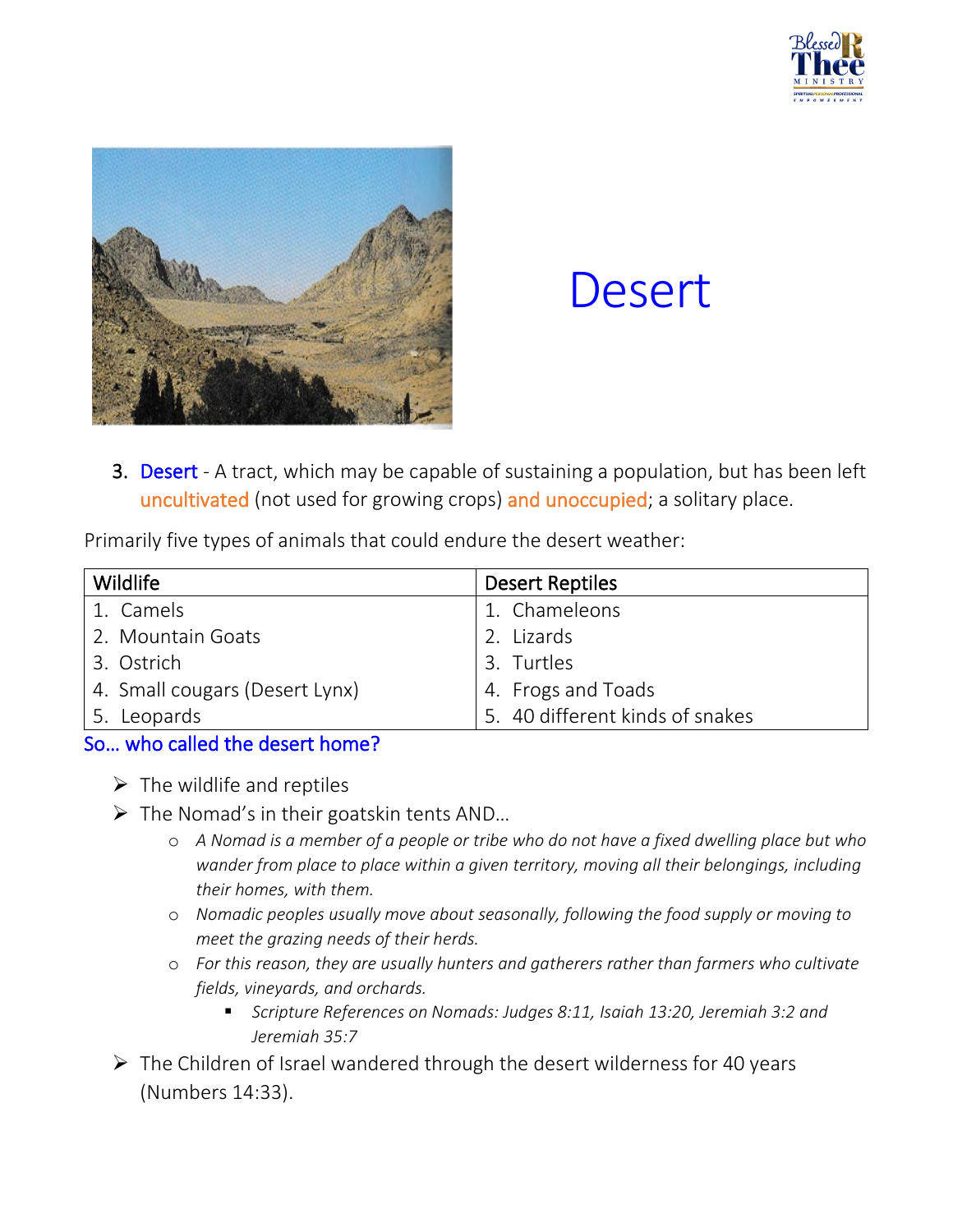# Desert

3. Desert - A tract, which may be capable of sustaining a population, but has been left uncultivated (not used for growing crops) and unoccupied; a solitary place.

Primarily five types of animals that could endure the desert weather:

| Wildlife | Desert Reptiles |
|---|---|
| 1. Camels | 1. Chameleons |
| 2. Mountain Goats | 2. Lizards |
| 3. Ostrich | 3. Turtles |
| 4. Small cougars (Desert Lynx) | 4. Frogs and Toads |
| 5. Leopards | 5. 40 different kinds of snakes |

So… who called the desert home?

- The wildlife and reptiles
- The Nomad's in their goatskin tents AND…
  - *A Nomad is a member of a people or tribe who do not have a fixed dwelling place but who wander from place to place within a given territory, moving all their belongings, including their homes, with them.*
  - *Nomadic peoples usually move about seasonally, following the food supply or moving to meet the grazing needs of their herds.*
  - *For this reason, they are usually hunters and gatherers rather than farmers who cultivate fields, vineyards, and orchards.*
    - *Scripture References on Nomads: Judges 8:11, Isaiah 13:20, Jeremiah 3:2 and Jeremiah 35:7*
- The Children of Israel wandered through the desert wilderness for 40 years (Numbers 14:33).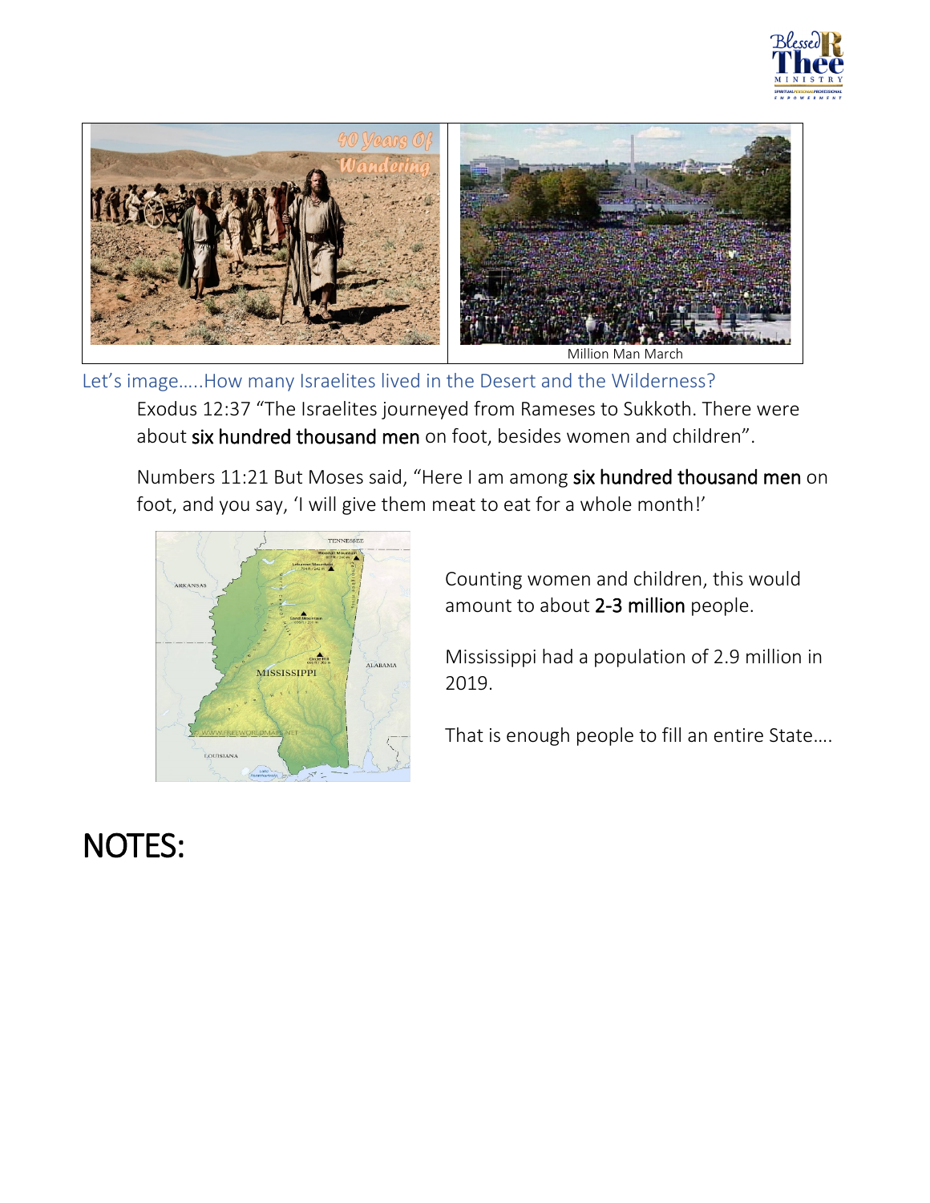Million Man March

Let's image…..How many Israelites lived in the Desert and the Wilderness?

Exodus 12:37 "The Israelites journeyed from Rameses to Sukkoth. There were about **six hundred thousand men** on foot, besides women and children".

Numbers 11:21 But Moses said, "Here I am among **six hundred thousand men** on foot, and you say, 'I will give them meat to eat for a whole month!'

Counting women and children, this would amount to about **2-3 million** people.

Mississippi had a population of 2.9 million in 2019.

That is enough people to fill an entire State….

# NOTES: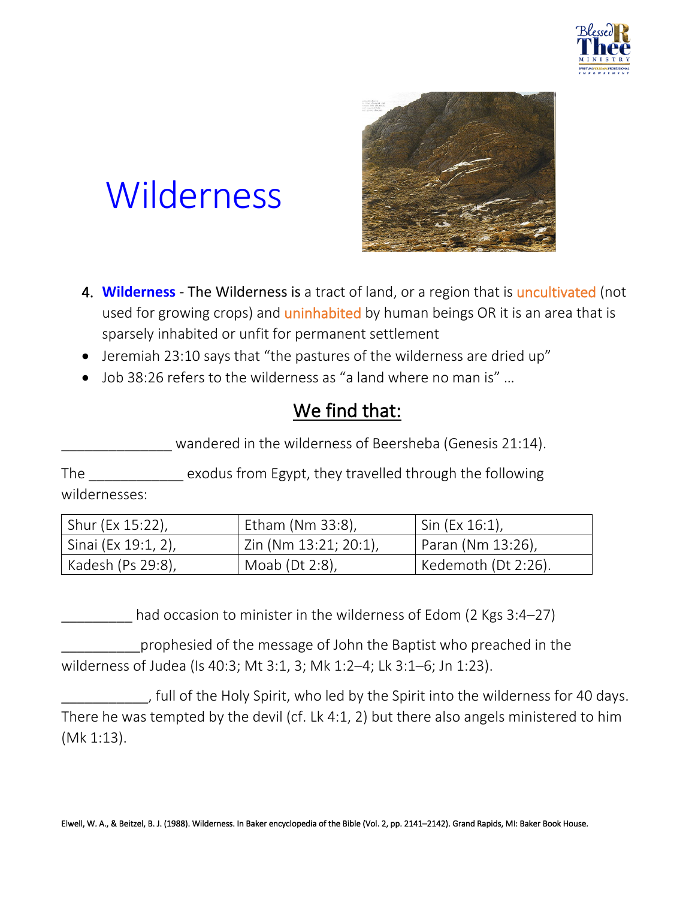# Wilderness

4. **Wilderness** - The Wilderness is a tract of land, or a region that is uncultivated (not used for growing crops) and uninhabited by human beings OR it is an area that is sparsely inhabited or unfit for permanent settlement

- Jeremiah 23:10 says that "the pastures of the wilderness are dried up"
- Job 38:26 refers to the wilderness as "a land where no man is" …

## We find that:

______________ wandered in the wilderness of Beersheba (Genesis 21:14).

The ____________ exodus from Egypt, they travelled through the following wildernesses:

| | | |
|---|---|---|
| Shur (Ex 15:22), | Etham (Nm 33:8), | Sin (Ex 16:1), |
| Sinai (Ex 19:1, 2), | Zin (Nm 13:21; 20:1), | Paran (Nm 13:26), |
| Kadesh (Ps 29:8), | Moab (Dt 2:8), | Kedemoth (Dt 2:26). |

_________ had occasion to minister in the wilderness of Edom (2 Kgs 3:4–27)

__________prophesied of the message of John the Baptist who preached in the wilderness of Judea (Is 40:3; Mt 3:1, 3; Mk 1:2–4; Lk 3:1–6; Jn 1:23).

___________, full of the Holy Spirit, who led by the Spirit into the wilderness for 40 days. There he was tempted by the devil (cf. Lk 4:1, 2) but there also angels ministered to him (Mk 1:13).

Elwell, W. A., & Beitzel, B. J. (1988). Wilderness. In Baker encyclopedia of the Bible (Vol. 2, pp. 2141–2142). Grand Rapids, MI: Baker Book House.